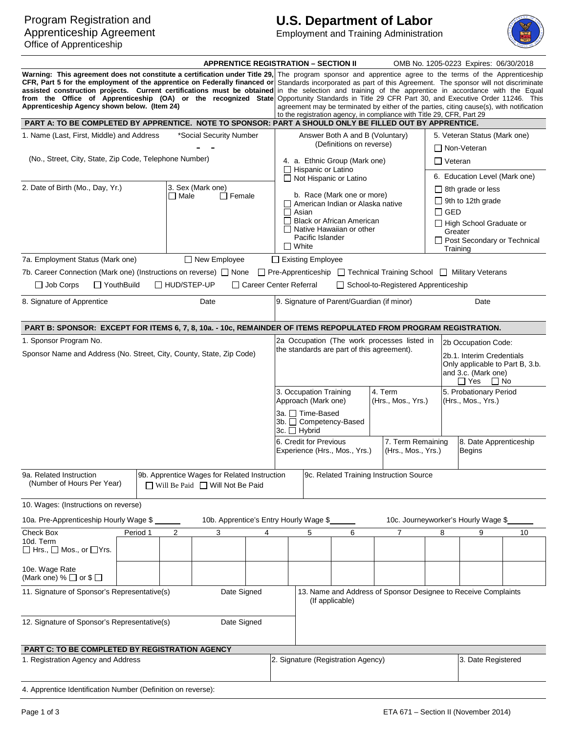# Program Registration and Apprenticeship Agreement

Office of Apprenticeship

## U.S. Department of Labor

Employment and Training Administration

**APPRENTICE REGISTRATION – SECTION II** OMB No. 1205-0223 Expires: 06/30/2018

**Warning: This agreement does not constitute a certification under Title 29, CFR, Part 5 for the employment of the apprentice on Federally financed or assisted construction projects. Current certifications must be obtained from the Office of Apprenticeship (OA) or the recognized State Apprenticeship Agency shown below. (Item 24)**

The program sponsor and apprentice agree to the terms of the Apprenticeship Standards incorporated as part of this Agreement. The sponsor will not discriminate in the selection and training of the apprentice in accordance with the Equal Opportunity Standards in Title 29 CFR Part 30, and Executive Order 11246. This agreement may be terminated by either of the parties, citing cause(s), with notification to the registration agency, in compliance with Title 29, CFR, Part 29

### PART A: TO BE COMPLETED BY APPRENTICE. NOTE TO SPONSOR: PART A SHOULD ONLY BE FILLED OUT BY APPRENTICE.

1. Name (Last, First, Middle) and Address *Social Security Number - -

(No., Street, City, State, Zip Code, Telephone Number)

2. Date of Birth (Mo., Day, Yr.)

3. Sex (Mark one) ☐ Male ☐ Female

Answer Both A and B (Voluntary) (Definitions on reverse)

4. a. Ethnic Group (Mark one)
- ☐ Hispanic or Latino
- ☐ Not Hispanic or Latino

b. Race (Mark one or more)
- ☐ American Indian or Alaska native
- ☐ Asian
- ☐ Black or African American
- ☐ Native Hawaiian or other Pacific Islander
- ☐ White

5. Veteran Status (Mark one)
- ☐ Non-Veteran
- ☐ Veteran

6. Education Level (Mark one)
- ☐ 8th grade or less
- ☐ 9th to 12th grade
- ☐ GED
- ☐ High School Graduate or Greater
- ☐ Post Secondary or Technical Training

7a. Employment Status (Mark one) ☐ New Employee ☐ Existing Employee

7b. Career Connection (Mark one) (Instructions on reverse) ☐ None ☐ Pre-Apprenticeship ☐ Technical Training School ☐ Military Veterans ☐ Job Corps ☐ YouthBuild ☐ HUD/STEP-UP ☐ Career Center Referral ☐ School-to-Registered Apprenticeship

8. Signature of Apprentice Date

9. Signature of Parent/Guardian (if minor) Date

### PART B: SPONSOR: EXCEPT FOR ITEMS 6, 7, 8, 10a. - 10c, REMAINDER OF ITEMS REPOPULATED FROM PROGRAM REGISTRATION.

1. Sponsor Program No.

Sponsor Name and Address (No. Street, City, County, State, Zip Code)

2a Occupation (The work processes listed in the standards are part of this agreement).

2b Occupation Code:

2b.1. Interim Credentials Only applicable to Part B, 3.b. and 3.c. (Mark one) ☐ Yes ☐ No

3. Occupation Training Approach (Mark one)
- 3a. ☐ Time-Based
- 3b. ☐ Competency-Based
- 3c. ☐ Hybrid

4. Term (Hrs., Mos., Yrs.)

5. Probationary Period (Hrs., Mos., Yrs.)

6. Credit for Previous Experience (Hrs., Mos., Yrs.)

7. Term Remaining (Hrs., Mos., Yrs.)

8. Date Apprenticeship Begins

9a. Related Instruction (Number of Hours Per Year)

9b. Apprentice Wages for Related Instruction ☐ Will Be Paid ☐ Will Not Be Paid

9c. Related Training Instruction Source

10. Wages: (Instructions on reverse)

10a. Pre-Apprenticeship Hourly Wage $ ______ 10b. Apprentice's Entry Hourly Wage $______ 10c. Journeyworker's Hourly Wage $______

| Check Box | Period 1 | 2 | 3 | 4 | 5 | 6 | 7 | 8 | 9 | 10 |
|---|---|---|---|---|---|---|---|---|---|---|
| 10d. Term ☐ Hrs., ☐ Mos., or ☐ Yrs. | | | | | | | | | | |
| 10e. Wage Rate (Mark one) % ☐ or $ ☐ | | | | | | | | | | |

11. Signature of Sponsor's Representative(s) Date Signed

12. Signature of Sponsor's Representative(s) Date Signed

13. Name and Address of Sponsor Designee to Receive Complaints (If applicable)

### PART C: TO BE COMPLETED BY REGISTRATION AGENCY

1. Registration Agency and Address

2. Signature (Registration Agency)

3. Date Registered

4. Apprentice Identification Number (Definition on reverse):

ETA 671 – Section II (November 2014)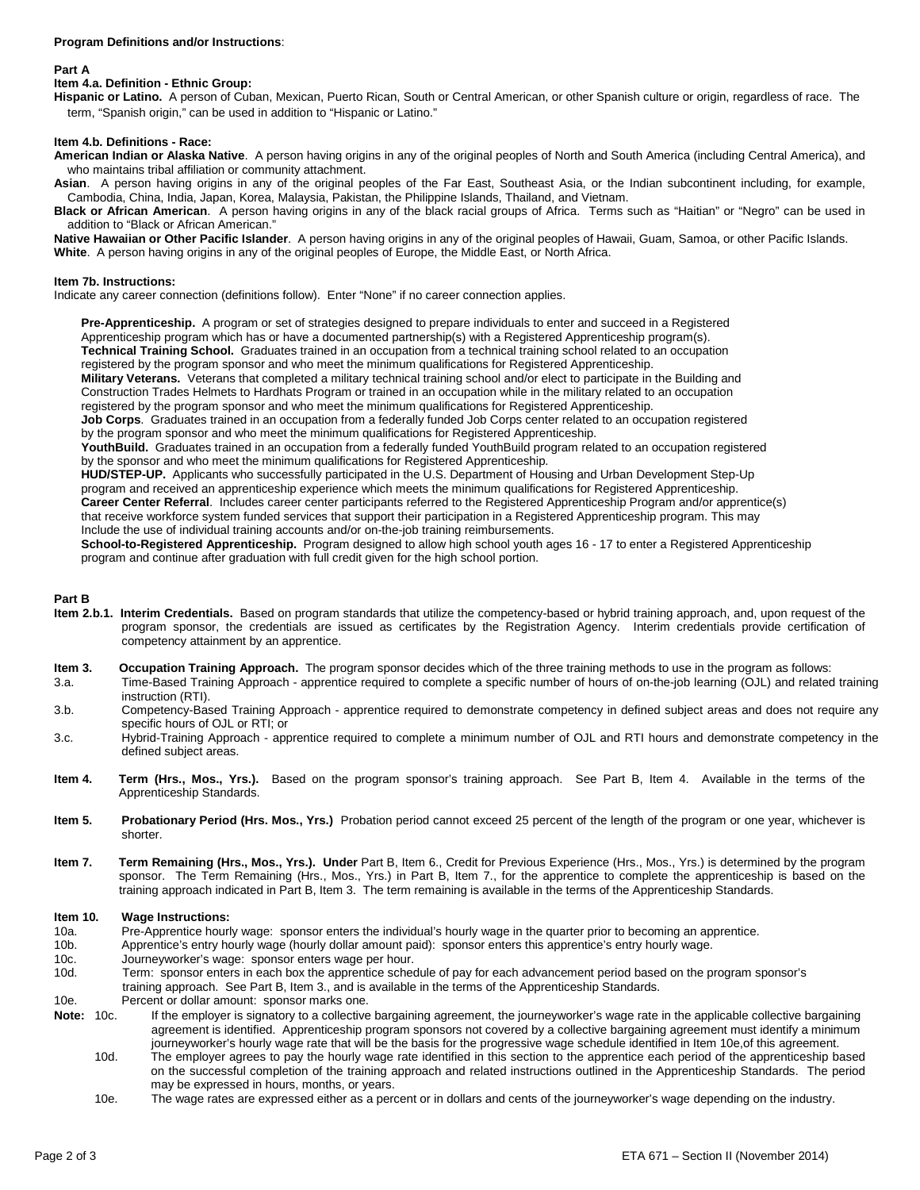**Program Definitions and/or Instructions**:

**Part A**

**Item 4.a. Definition - Ethnic Group:**

**Hispanic or Latino.** A person of Cuban, Mexican, Puerto Rican, South or Central American, or other Spanish culture or origin, regardless of race. The term, "Spanish origin," can be used in addition to "Hispanic or Latino."

**Item 4.b. Definitions - Race:**

**American Indian or Alaska Native**. A person having origins in any of the original peoples of North and South America (including Central America), and who maintains tribal affiliation or community attachment.

**Asian**. A person having origins in any of the original peoples of the Far East, Southeast Asia, or the Indian subcontinent including, for example, Cambodia, China, India, Japan, Korea, Malaysia, Pakistan, the Philippine Islands, Thailand, and Vietnam.

**Black or African American**. A person having origins in any of the black racial groups of Africa. Terms such as "Haitian" or "Negro" can be used in addition to "Black or African American."

**Native Hawaiian or Other Pacific Islander**. A person having origins in any of the original peoples of Hawaii, Guam, Samoa, or other Pacific Islands.

**White**. A person having origins in any of the original peoples of Europe, the Middle East, or North Africa.

**Item 7b. Instructions:**

Indicate any career connection (definitions follow). Enter "None" if no career connection applies.

**Pre-Apprenticeship.** A program or set of strategies designed to prepare individuals to enter and succeed in a Registered Apprenticeship program which has or have a documented partnership(s) with a Registered Apprenticeship program(s).

**Technical Training School.** Graduates trained in an occupation from a technical training school related to an occupation registered by the program sponsor and who meet the minimum qualifications for Registered Apprenticeship.

**Military Veterans.** Veterans that completed a military technical training school and/or elect to participate in the Building and Construction Trades Helmets to Hardhats Program or trained in an occupation while in the military related to an occupation registered by the program sponsor and who meet the minimum qualifications for Registered Apprenticeship.

**Job Corps**. Graduates trained in an occupation from a federally funded Job Corps center related to an occupation registered by the program sponsor and who meet the minimum qualifications for Registered Apprenticeship.

**YouthBuild.** Graduates trained in an occupation from a federally funded YouthBuild program related to an occupation registered by the sponsor and who meet the minimum qualifications for Registered Apprenticeship.

**HUD/STEP-UP.** Applicants who successfully participated in the U.S. Department of Housing and Urban Development Step-Up program and received an apprenticeship experience which meets the minimum qualifications for Registered Apprenticeship.

**Career Center Referral**. Includes career center participants referred to the Registered Apprenticeship Program and/or apprentice(s) that receive workforce system funded services that support their participation in a Registered Apprenticeship program. This may Include the use of individual training accounts and/or on-the-job training reimbursements.

**School-to-Registered Apprenticeship.** Program designed to allow high school youth ages 16 - 17 to enter a Registered Apprenticeship program and continue after graduation with full credit given for the high school portion.

**Part B**

**Item 2.b.1. Interim Credentials.** Based on program standards that utilize the competency-based or hybrid training approach, and, upon request of the program sponsor, the credentials are issued as certificates by the Registration Agency. Interim credentials provide certification of competency attainment by an apprentice.

**Item 3. Occupation Training Approach.** The program sponsor decides which of the three training methods to use in the program as follows:

3.a. Time-Based Training Approach - apprentice required to complete a specific number of hours of on-the-job learning (OJL) and related training instruction (RTI).

3.b. Competency-Based Training Approach - apprentice required to demonstrate competency in defined subject areas and does not require any specific hours of OJL or RTI; or

3.c. Hybrid-Training Approach - apprentice required to complete a minimum number of OJL and RTI hours and demonstrate competency in the defined subject areas.

**Item 4. Term (Hrs., Mos., Yrs.).** Based on the program sponsor's training approach. See Part B, Item 4. Available in the terms of the Apprenticeship Standards.

**Item 5. Probationary Period (Hrs. Mos., Yrs.)** Probation period cannot exceed 25 percent of the length of the program or one year, whichever is shorter.

**Item 7. Term Remaining (Hrs., Mos., Yrs.). Under** Part B, Item 6., Credit for Previous Experience (Hrs., Mos., Yrs.) is determined by the program sponsor. The Term Remaining (Hrs., Mos., Yrs.) in Part B, Item 7., for the apprentice to complete the apprenticeship is based on the training approach indicated in Part B, Item 3. The term remaining is available in the terms of the Apprenticeship Standards.

**Item 10. Wage Instructions:**

10a. Pre-Apprentice hourly wage: sponsor enters the individual's hourly wage in the quarter prior to becoming an apprentice.

10b. Apprentice's entry hourly wage (hourly dollar amount paid): sponsor enters this apprentice's entry hourly wage.

10c. Journeyworker's wage: sponsor enters wage per hour.

10d. Term: sponsor enters in each box the apprentice schedule of pay for each advancement period based on the program sponsor's training approach. See Part B, Item 3., and is available in the terms of the Apprenticeship Standards.

10e. Percent or dollar amount: sponsor marks one.

**Note:** 10c. If the employer is signatory to a collective bargaining agreement, the journeyworker's wage rate in the applicable collective bargaining agreement is identified. Apprenticeship program sponsors not covered by a collective bargaining agreement must identify a minimum journeyworker's hourly wage rate that will be the basis for the progressive wage schedule identified in Item 10e,of this agreement.

10d. The employer agrees to pay the hourly wage rate identified in this section to the apprentice each period of the apprenticeship based on the successful completion of the training approach and related instructions outlined in the Apprenticeship Standards. The period may be expressed in hours, months, or years.

10e. The wage rates are expressed either as a percent or in dollars and cents of the journeyworker's wage depending on the industry.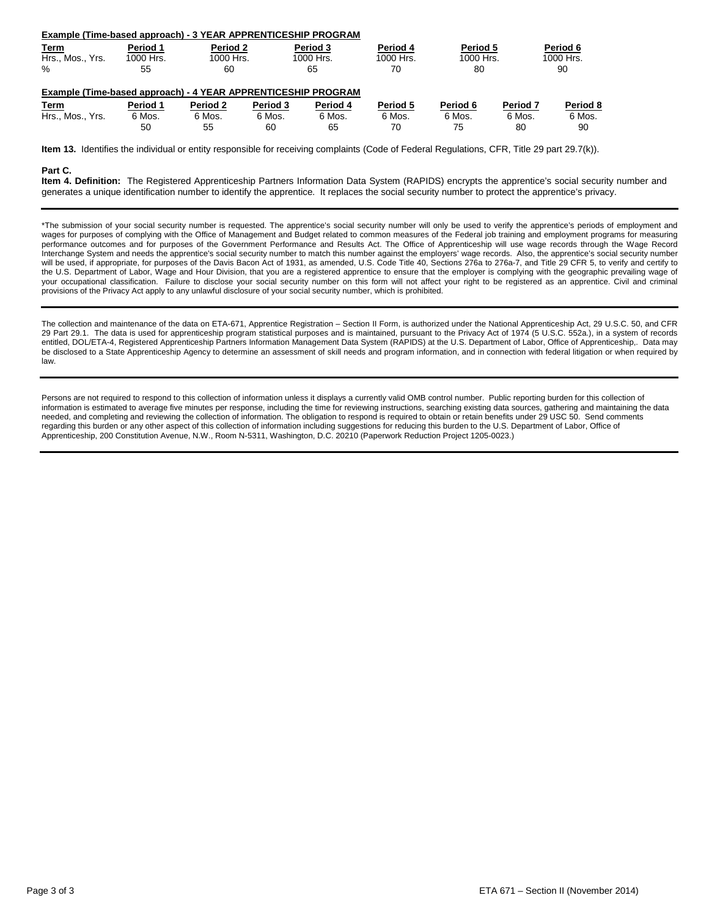**Example (Time-based approach) - 3 YEAR APPRENTICESHIP PROGRAM**

| Term | Period 1 | Period 2 | Period 3 | Period 4 | Period 5 | Period 6 |
|---|---|---|---|---|---|---|
| Hrs., Mos., Yrs. | 1000 Hrs. | 1000 Hrs. | 1000 Hrs. | 1000 Hrs. | 1000 Hrs. | 1000 Hrs. |
| % | 55 | 60 | 65 | 70 | 80 | 90 |

**Example (Time-based approach) - 4 YEAR APPRENTICESHIP PROGRAM**

| Term | Period 1 | Period 2 | Period 3 | Period 4 | Period 5 | Period 6 | Period 7 | Period 8 |
|---|---|---|---|---|---|---|---|---|
| Hrs., Mos., Yrs. | 6 Mos. | 6 Mos. | 6 Mos. | 6 Mos. | 6 Mos. | 6 Mos. | 6 Mos. | 6 Mos. |
| | 50 | 55 | 60 | 65 | 70 | 75 | 80 | 90 |

**Item 13.** Identifies the individual or entity responsible for receiving complaints (Code of Federal Regulations, CFR, Title 29 part 29.7(k)).

**Part C.**

**Item 4. Definition:** The Registered Apprenticeship Partners Information Data System (RAPIDS) encrypts the apprentice's social security number and generates a unique identification number to identify the apprentice. It replaces the social security number to protect the apprentice's privacy.

---

*The submission of your social security number is requested. The apprentice's social security number will only be used to verify the apprentice's periods of employment and wages for purposes of complying with the Office of Management and Budget related to common measures of the Federal job training and employment programs for measuring performance outcomes and for purposes of the Government Performance and Results Act. The Office of Apprenticeship will use wage records through the Wage Record Interchange System and needs the apprentice's social security number to match this number against the employers' wage records. Also, the apprentice's social security number will be used, if appropriate, for purposes of the Davis Bacon Act of 1931, as amended, U.S. Code Title 40, Sections 276a to 276a-7, and Title 29 CFR 5, to verify and certify to the U.S. Department of Labor, Wage and Hour Division, that you are a registered apprentice to ensure that the employer is complying with the geographic prevailing wage of your occupational classification. Failure to disclose your social security number on this form will not affect your right to be registered as an apprentice. Civil and criminal provisions of the Privacy Act apply to any unlawful disclosure of your social security number, which is prohibited.

---

The collection and maintenance of the data on ETA-671, Apprentice Registration – Section II Form, is authorized under the National Apprenticeship Act, 29 U.S.C. 50, and CFR 29 Part 29.1. The data is used for apprenticeship program statistical purposes and is maintained, pursuant to the Privacy Act of 1974 (5 U.S.C. 552a.), in a system of records entitled, DOL/ETA-4, Registered Apprenticeship Partners Information Management Data System (RAPIDS) at the U.S. Department of Labor, Office of Apprenticeship,. Data may be disclosed to a State Apprenticeship Agency to determine an assessment of skill needs and program information, and in connection with federal litigation or when required by law.

---

Persons are not required to respond to this collection of information unless it displays a currently valid OMB control number. Public reporting burden for this collection of information is estimated to average five minutes per response, including the time for reviewing instructions, searching existing data sources, gathering and maintaining the data needed, and completing and reviewing the collection of information. The obligation to respond is required to obtain or retain benefits under 29 USC 50. Send comments regarding this burden or any other aspect of this collection of information including suggestions for reducing this burden to the U.S. Department of Labor, Office of Apprenticeship, 200 Constitution Avenue, N.W., Room N-5311, Washington, D.C. 20210 (Paperwork Reduction Project 1205-0023.)